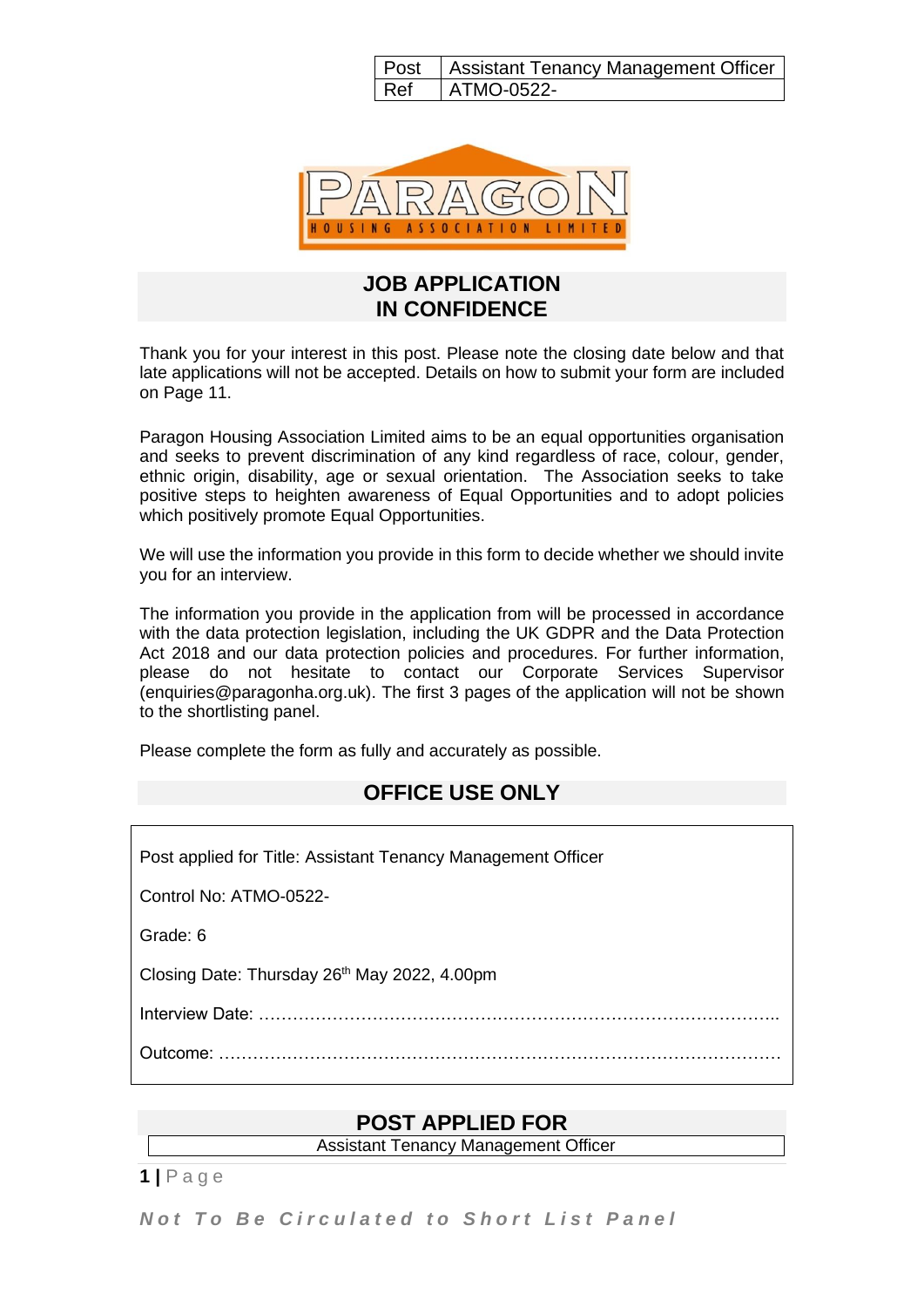| Post | Assistant Tenancy Management Officer |
|---|---|
| Ref | ATMO-0522- |

PARAGON
HOUSING ASSOCIATION LIMITED

# JOB APPLICATION
# IN CONFIDENCE

Thank you for your interest in this post. Please note the closing date below and that late applications will not be accepted. Details on how to submit your form are included on Page 11.

Paragon Housing Association Limited aims to be an equal opportunities organisation and seeks to prevent discrimination of any kind regardless of race, colour, gender, ethnic origin, disability, age or sexual orientation. The Association seeks to take positive steps to heighten awareness of Equal Opportunities and to adopt policies which positively promote Equal Opportunities.

We will use the information you provide in this form to decide whether we should invite you for an interview.

The information you provide in the application from will be processed in accordance with the data protection legislation, including the UK GDPR and the Data Protection Act 2018 and our data protection policies and procedures. For further information, please do not hesitate to contact our Corporate Services Supervisor (enquiries@paragonha.org.uk). The first 3 pages of the application will not be shown to the shortlisting panel.

Please complete the form as fully and accurately as possible.

## OFFICE USE ONLY

Post applied for Title: Assistant Tenancy Management Officer

Control No: ATMO-0522-

Grade: 6

Closing Date: Thursday 26th May 2022, 4.00pm

Interview Date: ……………………………………………………………………………..

Outcome: ………………………………………………………………………………………

## POST APPLIED FOR

Assistant Tenancy Management Officer

*Not To Be Circulated to Short List Panel*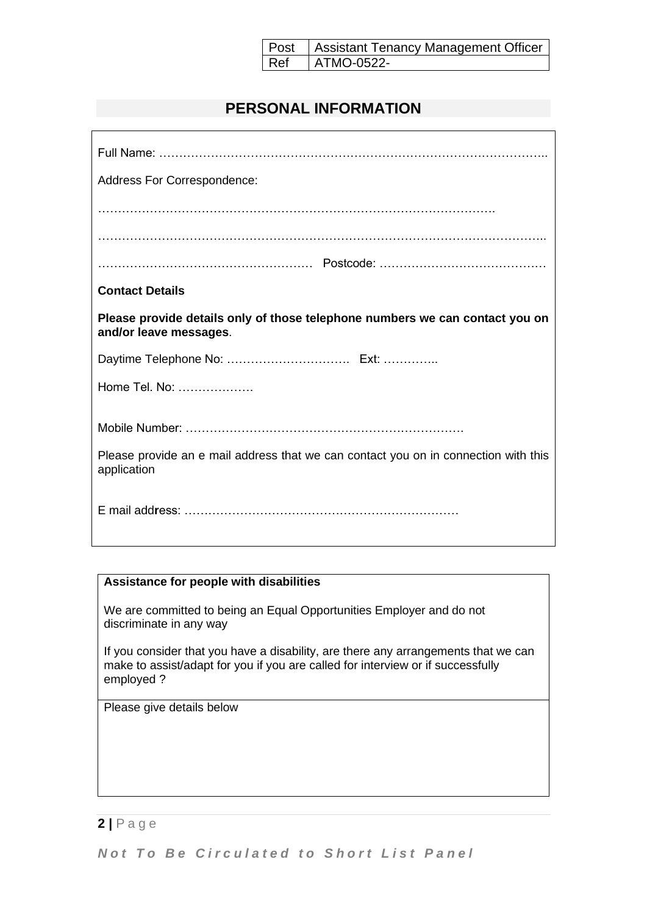| Post | Assistant Tenancy Management Officer |
| --- | --- |
| Ref | ATMO-0522- |

## PERSONAL INFORMATION

Full Name: ……………………………………………………………………………………..

Address For Correspondence:

……………………………………………………………………………………….

…………………………………………………………………………………………………..

……………………………………………… Postcode: ……………………………………

**Contact Details**

**Please provide details only of those telephone numbers we can contact you on and/or leave messages**.

Daytime Telephone No: ………………………….. Ext: …………..

Home Tel. No: ……………….

Mobile Number: ……………………………………………………………

Please provide an e mail address that we can contact you on in connection with this application

E mail address: ……………………………………………………………

**Assistance for people with disabilities**

We are committed to being an Equal Opportunities Employer and do not discriminate in any way

If you consider that you have a disability, are there any arrangements that we can make to assist/adapt for you if you are called for interview or if successfully employed ?

Please give details below

*Not To Be Circulated to Short List Panel*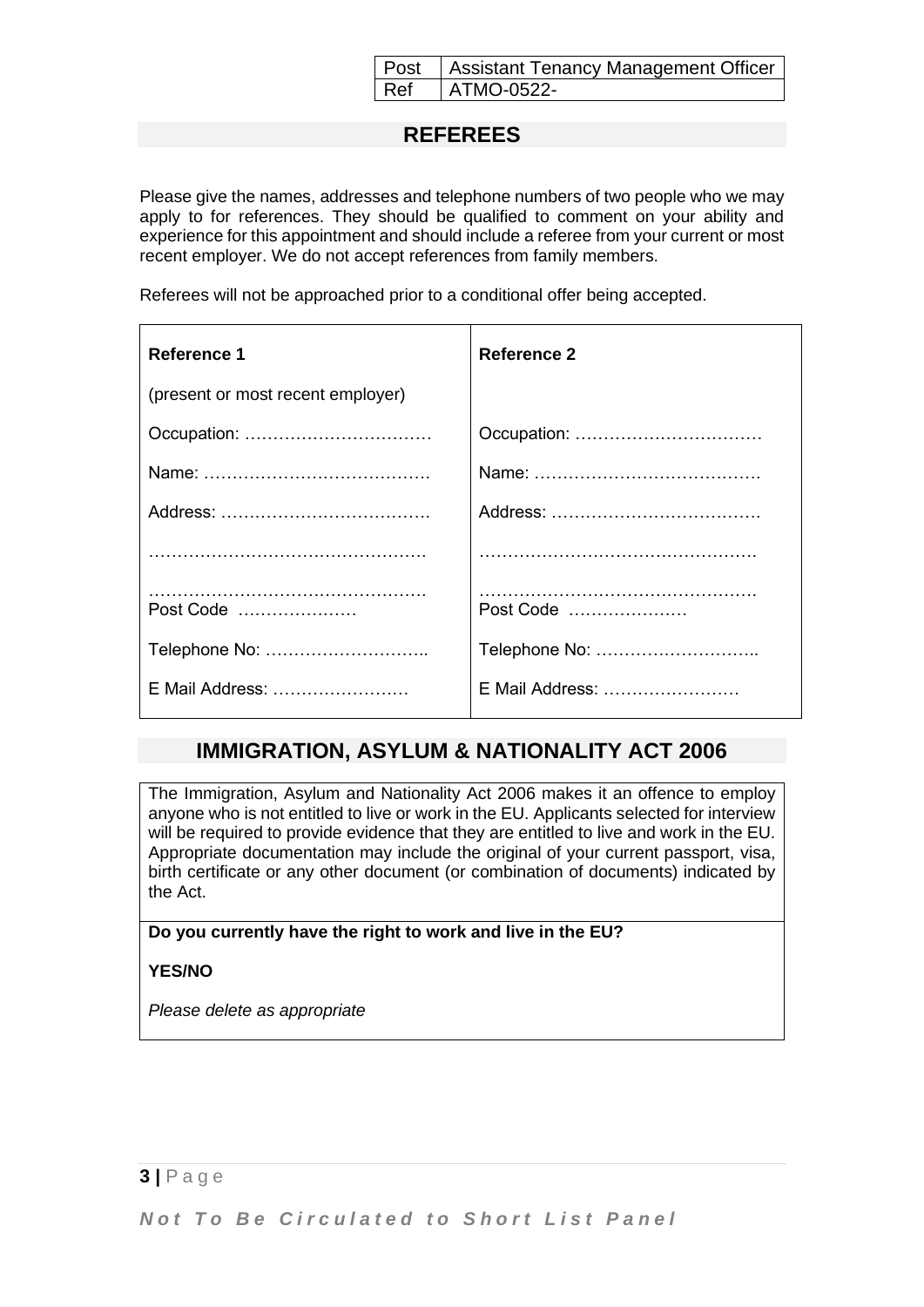| Post | Assistant Tenancy Management Officer |
| --- | --- |
| Ref | ATMO-0522- |

## REFEREES

Please give the names, addresses and telephone numbers of two people who we may apply to for references. They should be qualified to comment on your ability and experience for this appointment and should include a referee from your current or most recent employer. We do not accept references from family members.

Referees will not be approached prior to a conditional offer being accepted.

| **Reference 1** | **Reference 2** |
| --- | --- |
| (present or most recent employer) | |
| Occupation: …………………………… | Occupation: …………………………… |
| Name: …………………………………. | Name: …………………………………. |
| Address: ………………………………. | Address: ………………………………. |
| …………………………………………. | …………………………………………. |
| …………………………………………. Post Code ………………… | …………………………………………. Post Code ………………… |
| Telephone No: ……………………….. | Telephone No: ……………………….. |
| E Mail Address: …………………… | E Mail Address: …………………… |

## IMMIGRATION, ASYLUM & NATIONALITY ACT 2006

The Immigration, Asylum and Nationality Act 2006 makes it an offence to employ anyone who is not entitled to live or work in the EU. Applicants selected for interview will be required to provide evidence that they are entitled to live and work in the EU. Appropriate documentation may include the original of your current passport, visa, birth certificate or any other document (or combination of documents) indicated by the Act.

**Do you currently have the right to work and live in the EU?**

**YES/NO**

*Please delete as appropriate*

*Not To Be Circulated to Short List Panel*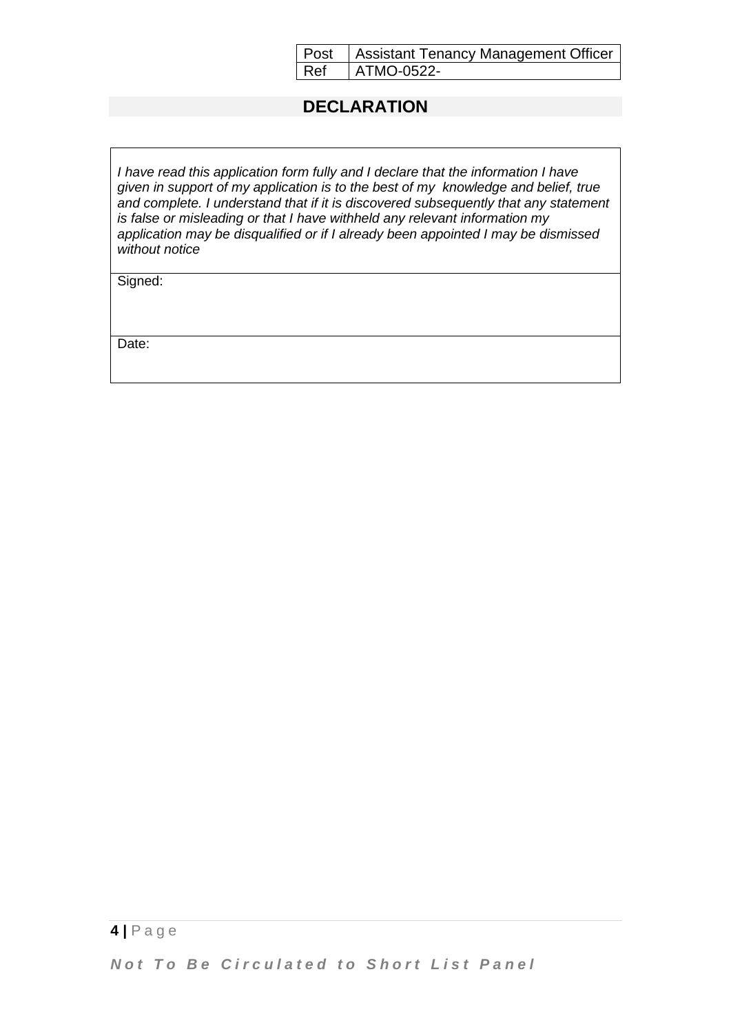| Post | Assistant Tenancy Management Officer |
| --- | --- |
| Ref | ATMO-0522- |

## DECLARATION

*I have read this application form fully and I declare that the information I have given in support of my application is to the best of my knowledge and belief, true and complete. I understand that if it is discovered subsequently that any statement is false or misleading or that I have withheld any relevant information my application may be disqualified or if I already been appointed I may be dismissed without notice*

Signed:

Date:

***Not To Be Circulated to Short List Panel***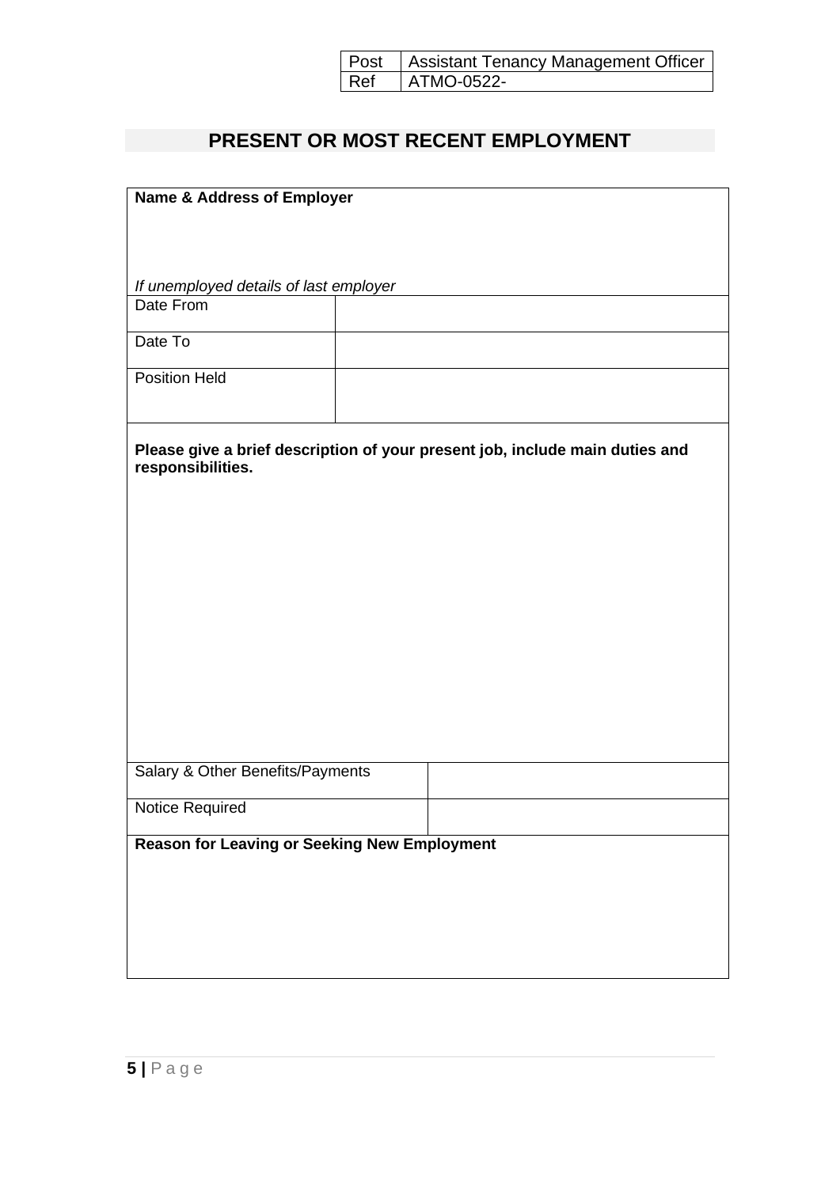| Post | Assistant Tenancy Management Officer |
|---|---|
| Ref | ATMO-0522- |

## PRESENT OR MOST RECENT EMPLOYMENT

**Name & Address of Employer**

*If unemployed details of last employer*

| | |
|---|---|
| Date From | |
| Date To | |
| Position Held | |

**Please give a brief description of your present job, include main duties and responsibilities.**

| | |
|---|---|
| Salary & Other Benefits/Payments | |
| Notice Required | |

**Reason for Leaving or Seeking New Employment**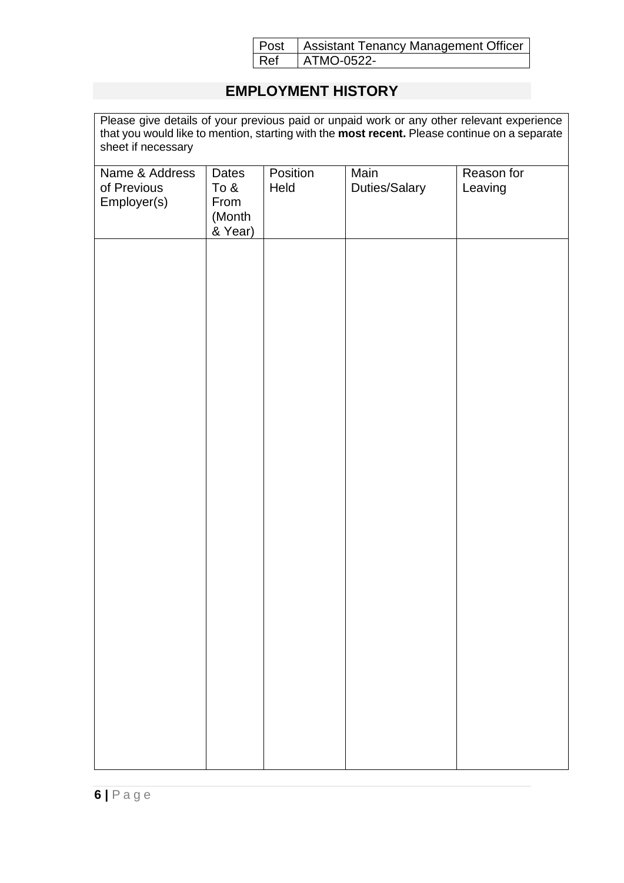| Post | Assistant Tenancy Management Officer |
|---|---|
| Ref | ATMO-0522- |

## EMPLOYMENT HISTORY

Please give details of your previous paid or unpaid work or any other relevant experience that you would like to mention, starting with the **most recent.** Please continue on a separate sheet if necessary

| Name & Address of Previous Employer(s) | Dates To & From (Month & Year) | Position Held | Main Duties/Salary | Reason for Leaving |
|---|---|---|---|---|
| | | | | |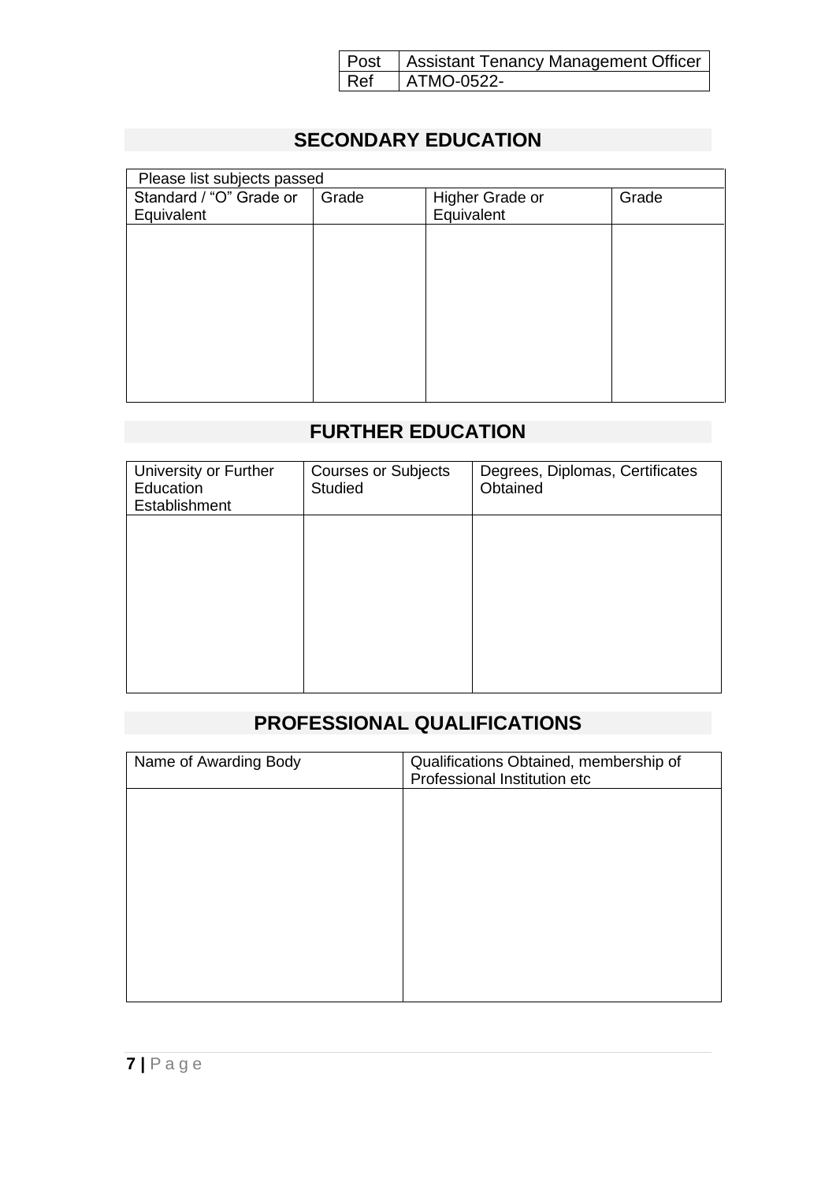| Post | Assistant Tenancy Management Officer |
|---|---|
| Ref | ATMO-0522- |

## SECONDARY EDUCATION

| Please list subjects passed | | | |
|---|---|---|---|
| Standard / "O" Grade or Equivalent | Grade | Higher Grade or Equivalent | Grade |
| | | | |

## FURTHER EDUCATION

| University or Further Education Establishment | Courses or Subjects Studied | Degrees, Diplomas, Certificates Obtained |
|---|---|---|
| | | |

## PROFESSIONAL QUALIFICATIONS

| Name of Awarding Body | Qualifications Obtained, membership of Professional Institution etc |
|---|---|
| | |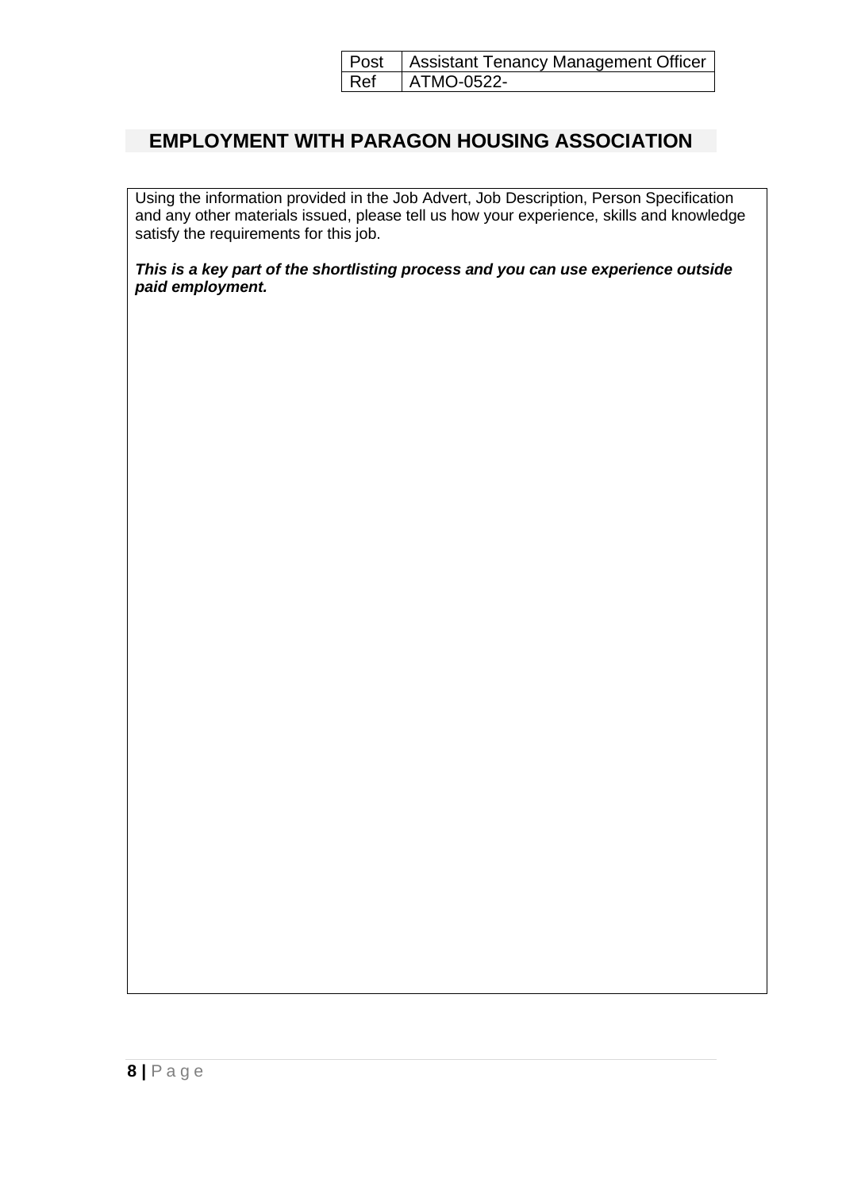| Post | Assistant Tenancy Management Officer |
| --- | --- |
| Ref | ATMO-0522- |

# EMPLOYMENT WITH PARAGON HOUSING ASSOCIATION

Using the information provided in the Job Advert, Job Description, Person Specification and any other materials issued, please tell us how your experience, skills and knowledge satisfy the requirements for this job.

***This is a key part of the shortlisting process and you can use experience outside paid employment.***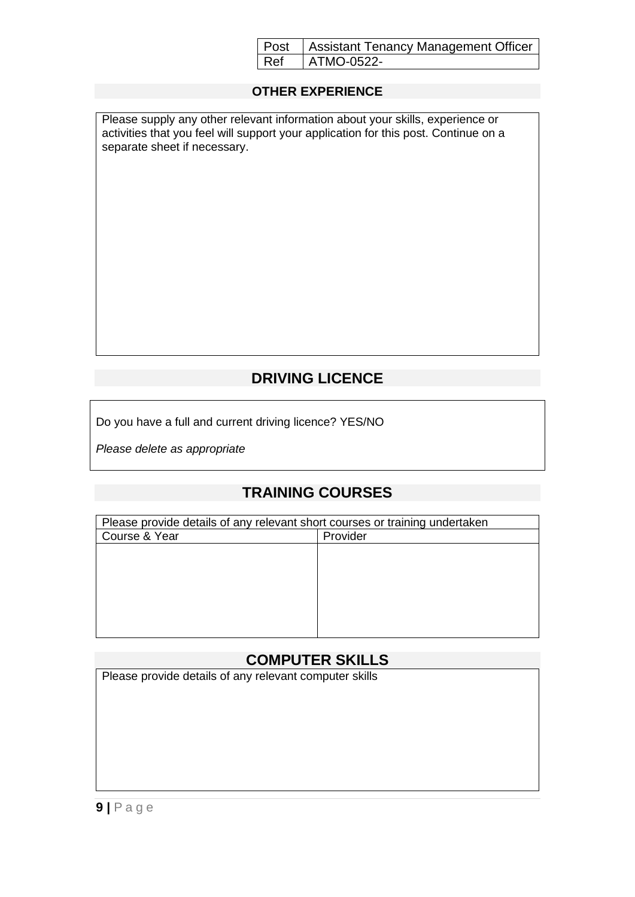| Post | Assistant Tenancy Management Officer |
|---|---|
| Ref | ATMO-0522- |

## OTHER EXPERIENCE

Please supply any other relevant information about your skills, experience or activities that you feel will support your application for this post. Continue on a separate sheet if necessary.

## DRIVING LICENCE

Do you have a full and current driving licence? YES/NO

*Please delete as appropriate*

## TRAINING COURSES

| Please provide details of any relevant short courses or training undertaken | |
|---|---|
| Course & Year | Provider |
| | |

## COMPUTER SKILLS

Please provide details of any relevant computer skills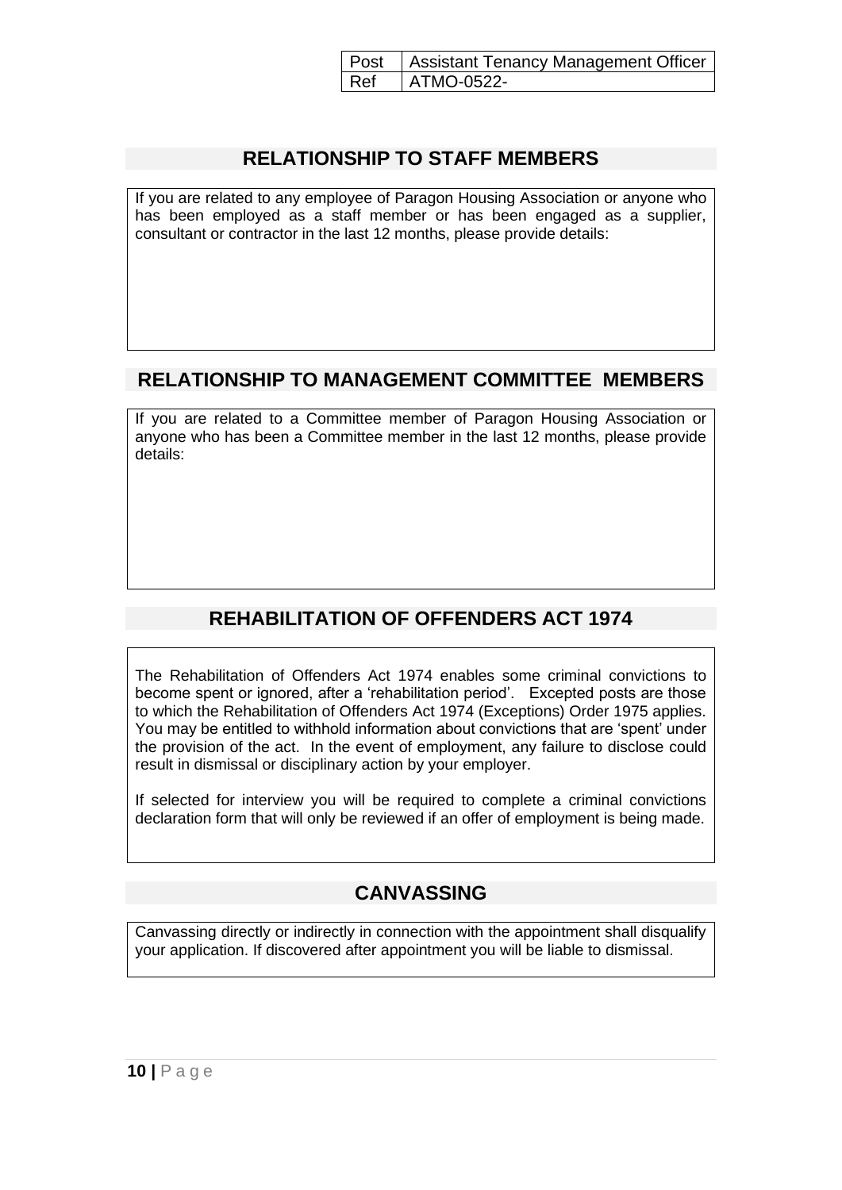| Post | Assistant Tenancy Management Officer |
|---|---|
| Ref | ATMO-0522- |

## RELATIONSHIP TO STAFF MEMBERS

If you are related to any employee of Paragon Housing Association or anyone who has been employed as a staff member or has been engaged as a supplier, consultant or contractor in the last 12 months, please provide details:

## RELATIONSHIP TO MANAGEMENT COMMITTEE MEMBERS

If you are related to a Committee member of Paragon Housing Association or anyone who has been a Committee member in the last 12 months, please provide details:

## REHABILITATION OF OFFENDERS ACT 1974

The Rehabilitation of Offenders Act 1974 enables some criminal convictions to become spent or ignored, after a 'rehabilitation period'. Excepted posts are those to which the Rehabilitation of Offenders Act 1974 (Exceptions) Order 1975 applies. You may be entitled to withhold information about convictions that are 'spent' under the provision of the act. In the event of employment, any failure to disclose could result in dismissal or disciplinary action by your employer.

If selected for interview you will be required to complete a criminal convictions declaration form that will only be reviewed if an offer of employment is being made.

## CANVASSING

Canvassing directly or indirectly in connection with the appointment shall disqualify your application. If discovered after appointment you will be liable to dismissal.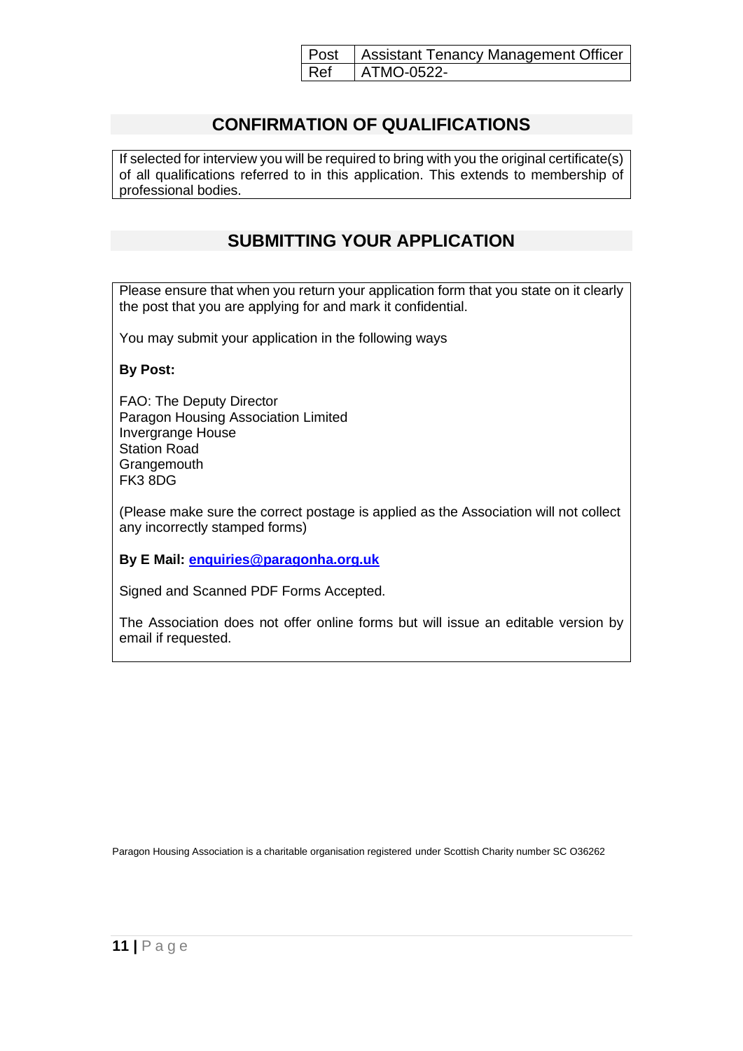| | |
|---|---|
| Post | Assistant Tenancy Management Officer |
| Ref | ATMO-0522- |

## CONFIRMATION OF QUALIFICATIONS

If selected for interview you will be required to bring with you the original certificate(s) of all qualifications referred to in this application. This extends to membership of professional bodies.

## SUBMITTING YOUR APPLICATION

Please ensure that when you return your application form that you state on it clearly the post that you are applying for and mark it confidential.

You may submit your application in the following ways

**By Post:**

FAO: The Deputy Director
Paragon Housing Association Limited
Invergrange House
Station Road
Grangemouth
FK3 8DG

(Please make sure the correct postage is applied as the Association will not collect any incorrectly stamped forms)

**By E Mail: enquiries@paragonha.org.uk**

Signed and Scanned PDF Forms Accepted.

The Association does not offer online forms but will issue an editable version by email if requested.

Paragon Housing Association is a charitable organisation registered under Scottish Charity number SC O36262